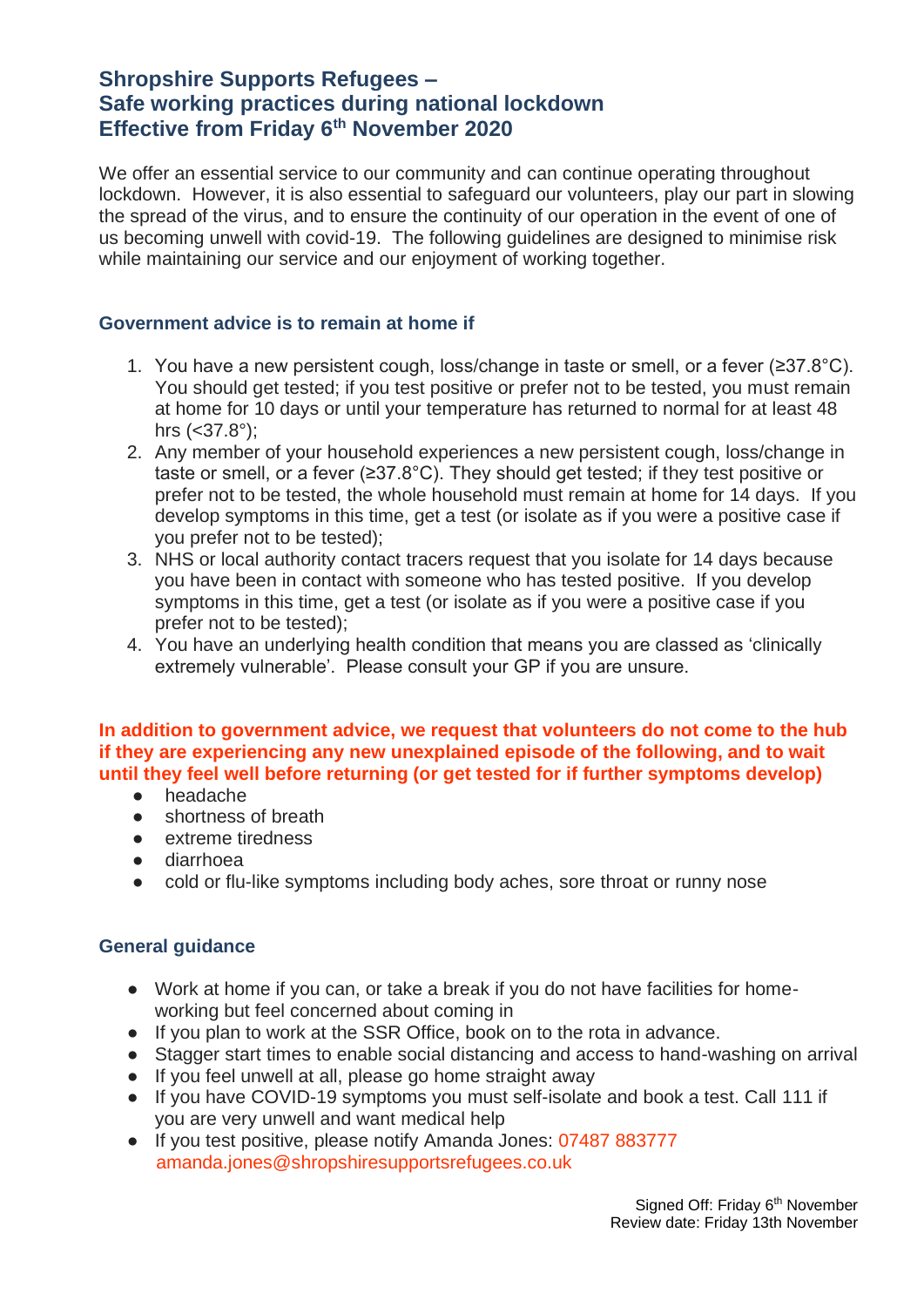# Shropshire Supports Refugees –
# Safe working practices during national lockdown
# Effective from Friday 6th November 2020

We offer an essential service to our community and can continue operating throughout lockdown. However, it is also essential to safeguard our volunteers, play our part in slowing the spread of the virus, and to ensure the continuity of our operation in the event of one of us becoming unwell with covid-19. The following guidelines are designed to minimise risk while maintaining our service and our enjoyment of working together.

### Government advice is to remain at home if

1. You have a new persistent cough, loss/change in taste or smell, or a fever (≥37.8°C). You should get tested; if you test positive or prefer not to be tested, you must remain at home for 10 days or until your temperature has returned to normal for at least 48 hrs (<37.8°);
2. Any member of your household experiences a new persistent cough, loss/change in taste or smell, or a fever (≥37.8°C). They should get tested; if they test positive or prefer not to be tested, the whole household must remain at home for 14 days. If you develop symptoms in this time, get a test (or isolate as if you were a positive case if you prefer not to be tested);
3. NHS or local authority contact tracers request that you isolate for 14 days because you have been in contact with someone who has tested positive. If you develop symptoms in this time, get a test (or isolate as if you were a positive case if you prefer not to be tested);
4. You have an underlying health condition that means you are classed as 'clinically extremely vulnerable'. Please consult your GP if you are unsure.

**In addition to government advice, we request that volunteers do not come to the hub if they are experiencing any new unexplained episode of the following, and to wait until they feel well before returning (or get tested for if further symptoms develop)**

- headache
- shortness of breath
- extreme tiredness
- diarrhoea
- cold or flu-like symptoms including body aches, sore throat or runny nose

### General guidance

- Work at home if you can, or take a break if you do not have facilities for home-working but feel concerned about coming in
- If you plan to work at the SSR Office, book on to the rota in advance.
- Stagger start times to enable social distancing and access to hand-washing on arrival
- If you feel unwell at all, please go home straight away
- If you have COVID-19 symptoms you must self-isolate and book a test. Call 111 if you are very unwell and want medical help
- If you test positive, please notify Amanda Jones: 07487 883777 amanda.jones@shropshiresupportsrefugees.co.uk

Signed Off: Friday 6th November
Review date: Friday 13th November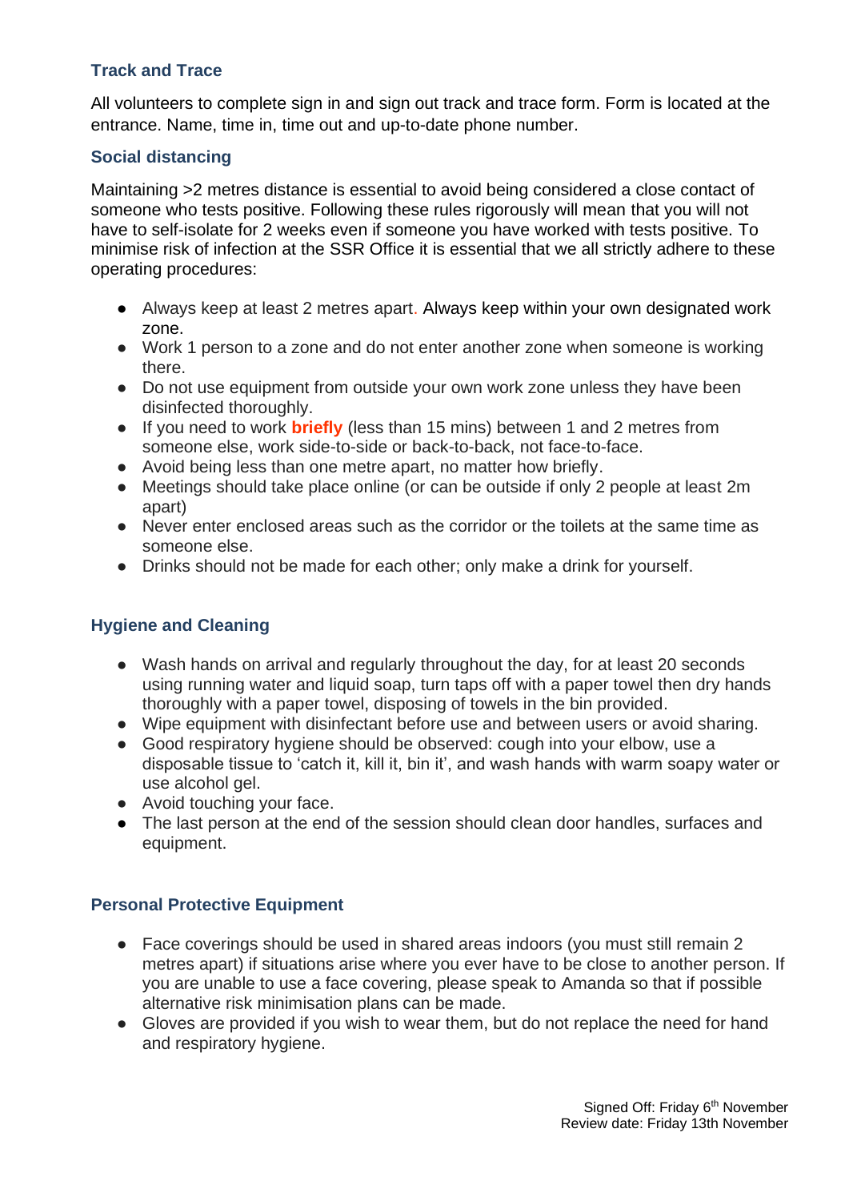### Track and Trace

All volunteers to complete sign in and sign out track and trace form. Form is located at the entrance. Name, time in, time out and up-to-date phone number.

### Social distancing

Maintaining >2 metres distance is essential to avoid being considered a close contact of someone who tests positive. Following these rules rigorously will mean that you will not have to self-isolate for 2 weeks even if someone you have worked with tests positive. To minimise risk of infection at the SSR Office it is essential that we all strictly adhere to these operating procedures:

- Always keep at least 2 metres apart. Always keep within your own designated work zone.
- Work 1 person to a zone and do not enter another zone when someone is working there.
- Do not use equipment from outside your own work zone unless they have been disinfected thoroughly.
- If you need to work **briefly** (less than 15 mins) between 1 and 2 metres from someone else, work side-to-side or back-to-back, not face-to-face.
- Avoid being less than one metre apart, no matter how briefly.
- Meetings should take place online (or can be outside if only 2 people at least 2m apart)
- Never enter enclosed areas such as the corridor or the toilets at the same time as someone else.
- Drinks should not be made for each other; only make a drink for yourself.

### Hygiene and Cleaning

- Wash hands on arrival and regularly throughout the day, for at least 20 seconds using running water and liquid soap, turn taps off with a paper towel then dry hands thoroughly with a paper towel, disposing of towels in the bin provided.
- Wipe equipment with disinfectant before use and between users or avoid sharing.
- Good respiratory hygiene should be observed: cough into your elbow, use a disposable tissue to 'catch it, kill it, bin it', and wash hands with warm soapy water or use alcohol gel.
- Avoid touching your face.
- The last person at the end of the session should clean door handles, surfaces and equipment.

### Personal Protective Equipment

- Face coverings should be used in shared areas indoors (you must still remain 2 metres apart) if situations arise where you ever have to be close to another person. If you are unable to use a face covering, please speak to Amanda so that if possible alternative risk minimisation plans can be made.
- Gloves are provided if you wish to wear them, but do not replace the need for hand and respiratory hygiene.

Signed Off: Friday 6th November
Review date: Friday 13th November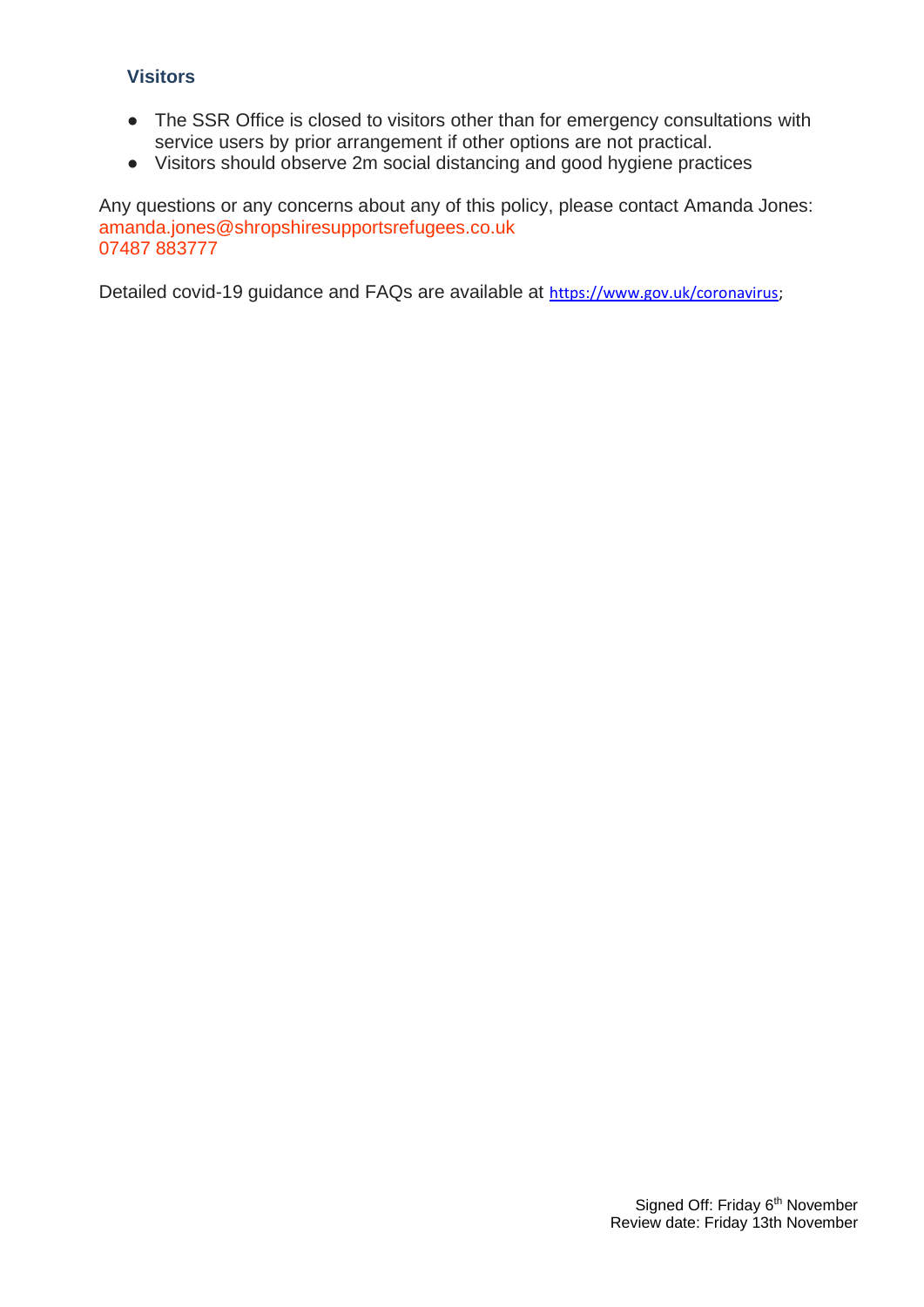### Visitors

- The SSR Office is closed to visitors other than for emergency consultations with service users by prior arrangement if other options are not practical.
- Visitors should observe 2m social distancing and good hygiene practices

Any questions or any concerns about any of this policy, please contact Amanda Jones:
amanda.jones@shropshiresupportsrefugees.co.uk
07487 883777

Detailed covid-19 guidance and FAQs are available at https://www.gov.uk/coronavirus;

Signed Off: Friday 6th November
Review date: Friday 13th November